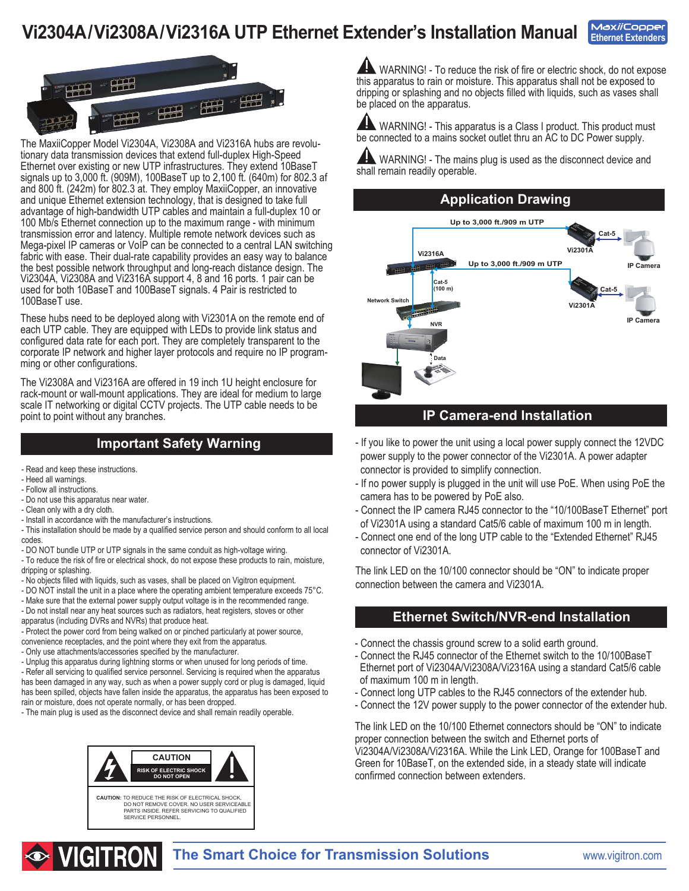# Vi2304A/Vi2308A/Vi2316A UTP Ethernet Extender's Installation Manual

MaxiiCopper Ethernet Extenders

The MaxiiCopper Model Vi2304A, Vi2308A and Vi2316A hubs are revolutionary data transmission devices that extend full-duplex High-Speed Ethernet over existing or new UTP infrastructures. They extend 10BaseT signals up to 3,000 ft. (909M), 100BaseT up to 2,100 ft. (640m) for 802.3 af and 800 ft. (242m) for 802.3 at. They employ MaxiiCopper, an innovative and unique Ethernet extension technology, that is designed to take full advantage of high-bandwidth UTP cables and maintain a full-duplex 10 or 100 Mb/s Ethernet connection up to the maximum range - with minimum transmission error and latency. Multiple remote network devices such as Mega-pixel IP cameras or VoIP can be connected to a central LAN switching fabric with ease. Their dual-rate capability provides an easy way to balance the best possible network throughput and long-reach distance design. The Vi2304A, Vi2308A and Vi2316A support 4, 8 and 16 ports. 1 pair can be used for both 10BaseT and 100BaseT signals. 4 Pair is restricted to 100BaseT use.

These hubs need to be deployed along with Vi2301A on the remote end of each UTP cable. They are equipped with LEDs to provide link status and configured data rate for each port. They are completely transparent to the corporate IP network and higher layer protocols and require no IP programming or other configurations.

The Vi2308A and Vi2316A are offered in 19 inch 1U height enclosure for rack-mount or wall-mount applications. They are ideal for medium to large scale IT networking or digital CCTV projects. The UTP cable needs to be point to point without any branches.

## Important Safety Warning

- Read and keep these instructions.
- Heed all warnings.
- Follow all instructions.
- Do not use this apparatus near water.
- Clean only with a dry cloth.
- Install in accordance with the manufacturer's instructions.
- This installation should be made by a qualified service person and should conform to all local codes.
- DO NOT bundle UTP or UTP signals in the same conduit as high-voltage wiring.
- To reduce the risk of fire or electrical shock, do not expose these products to rain, moisture, dripping or splashing.
- No objects filled with liquids, such as vases, shall be placed on Vigitron equipment.
- DO NOT install the unit in a place where the operating ambient temperature exceeds 75°C.
- Make sure that the external power supply output voltage is in the recommended range.
- Do not install near any heat sources such as radiators, heat registers, stoves or other apparatus (including DVRs and NVRs) that produce heat.
- Protect the power cord from being walked on or pinched particularly at power source, convenience receptacles, and the point where they exit from the apparatus.
- Only use attachments/accessories specified by the manufacturer.
- Unplug this apparatus during lightning storms or when unused for long periods of time.
- Refer all servicing to qualified service personnel. Servicing is required when the apparatus has been damaged in any way, such as when a power supply cord or plug is damaged, liquid has been spilled, objects have fallen inside the apparatus, the apparatus has been exposed to rain or moisture, does not operate normally, or has been dropped.
- The main plug is used as the disconnect device and shall remain readily operable.

**CAUTION**
RISK OF ELECTRIC SHOCK DO NOT OPEN

**CAUTION:** TO REDUCE THE RISK OF ELECTRICAL SHOCK, DO NOT REMOVE COVER. NO USER SERVICEABLE PARTS INSIDE. REFER SERVICING TO QUALIFIED SERVICE PERSONNEL.

WARNING! - To reduce the risk of fire or electric shock, do not expose this apparatus to rain or moisture. This apparatus shall not be exposed to dripping or splashing and no objects filled with liquids, such as vases shall be placed on the apparatus.

WARNING! - This apparatus is a Class I product. This product must be connected to a mains socket outlet thru an AC to DC Power supply.

WARNING! - The mains plug is used as the disconnect device and shall remain readily operable.

## Application Drawing

Up to 3,000 ft./909 m UTP — Vi2316A — Vi2301A — Cat-5 — IP Camera
Up to 3,000 ft./909 m UTP — Vi2301A — Cat-5 — IP Camera
Cat-5 (100 m) — Network Switch — NVR — Data

## IP Camera-end Installation

- If you like to power the unit using a local power supply connect the 12VDC power supply to the power connector of the Vi2301A. A power adapter connector is provided to simplify connection.
- If no power supply is plugged in the unit will use PoE. When using PoE the camera has to be powered by PoE also.
- Connect the IP camera RJ45 connector to the "10/100BaseT Ethernet" port of Vi2301A using a standard Cat5/6 cable of maximum 100 m in length.
- Connect one end of the long UTP cable to the "Extended Ethernet" RJ45 connector of Vi2301A.

The link LED on the 10/100 connector should be "ON" to indicate proper connection between the camera and Vi2301A.

## Ethernet Switch/NVR-end Installation

- Connect the chassis ground screw to a solid earth ground.
- Connect the RJ45 connector of the Ethernet switch to the 10/100BaseT Ethernet port of Vi2304A/Vi2308A/Vi2316A using a standard Cat5/6 cable of maximum 100 m in length.
- Connect long UTP cables to the RJ45 connectors of the extender hub.
- Connect the 12V power supply to the power connector of the extender hub.

The link LED on the 10/100 Ethernet connectors should be "ON" to indicate proper connection between the switch and Ethernet ports of Vi2304A/Vi2308A/Vi2316A. While the Link LED, Orange for 100BaseT and Green for 10BaseT, on the extended side, in a steady state will indicate confirmed connection between extenders.

VIGITRON — The Smart Choice for Transmission Solutions — www.vigitron.com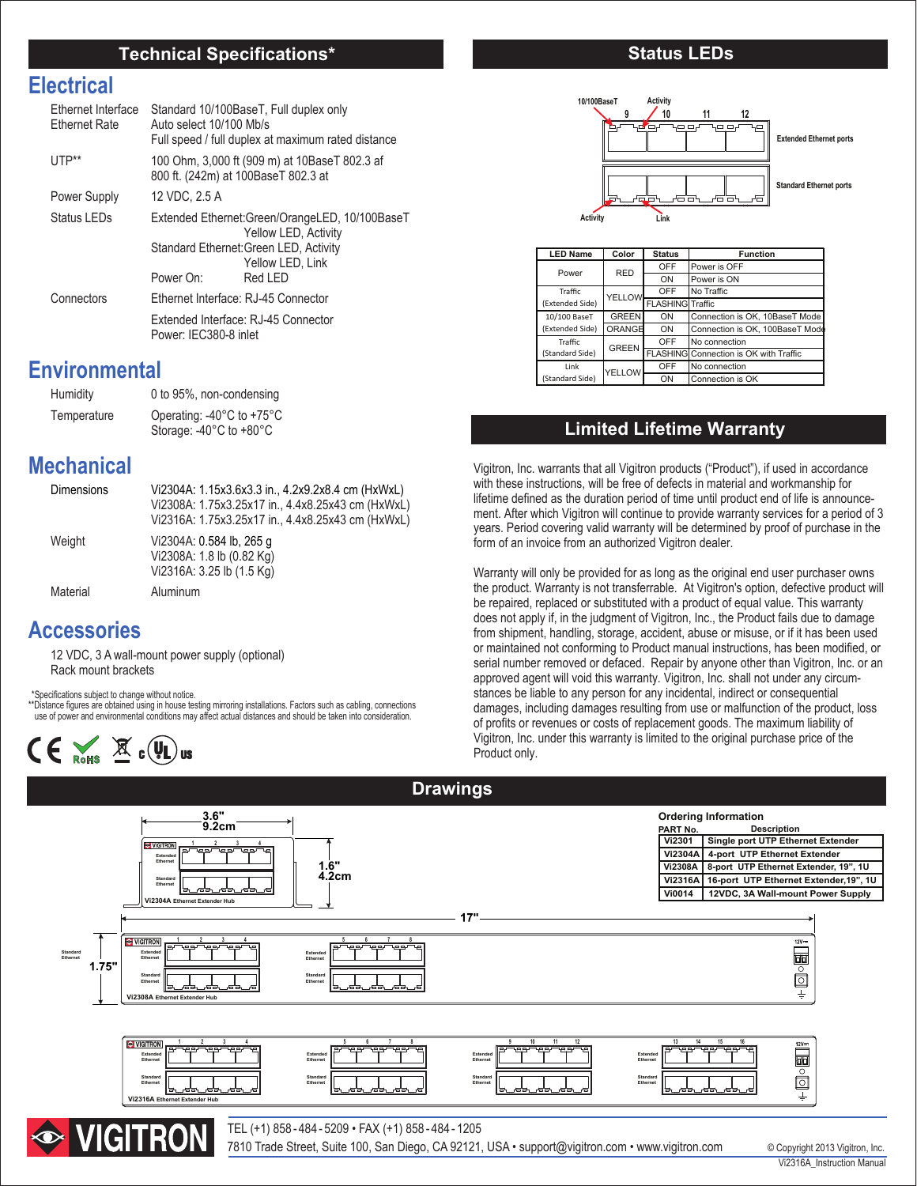## Technical Specifications*

### Electrical

| | |
|---|---|
| Ethernet Interface | Standard 10/100BaseT, Full duplex only |
| Ethernet Rate | Auto select 10/100 Mb/s<br>Full speed / full duplex at maximum rated distance |
| UTP** | 100 Ohm, 3,000 ft (909 m) at 10BaseT 802.3 af<br>800 ft. (242m) at 100BaseT 802.3 at |
| Power Supply | 12 VDC, 2.5 A |
| Status LEDs | Extended Ethernet: Green/Orange LED, 10/100BaseT<br>Yellow LED, Activity<br>Standard Ethernet: Green LED, Activity<br>Yellow LED, Link<br>Power On: Red LED |
| Connectors | Ethernet Interface: RJ-45 Connector<br>Extended Interface: RJ-45 Connector<br>Power: IEC380-8 inlet |

### Environmental

| | |
|---|---|
| Humidity | 0 to 95%, non-condensing |
| Temperature | Operating: -40°C to +75°C<br>Storage: -40°C to +80°C |

### Mechanical

| | |
|---|---|
| Dimensions | Vi2304A: 1.15x3.6x3.3 in., 4.2x9.2x8.4 cm (HxWxL)<br>Vi2308A: 1.75x3.25x17 in., 4.4x8.25x43 cm (HxWxL)<br>Vi2316A: 1.75x3.25x17 in., 4.4x8.25x43 cm (HxWxL) |
| Weight | Vi2304A: 0.584 lb, 265 g<br>Vi2308A: 1.8 lb (0.82 Kg)<br>Vi2316A: 3.25 lb (1.5 Kg) |
| Material | Aluminum |

### Accessories

12 VDC, 3 A wall-mount power supply (optional)
Rack mount brackets

*Specifications subject to change without notice.
**Distance figures are obtained using in house testing mirroring installations. Factors such as cabling, connections use of power and environmental conditions may affect actual distances and should be taken into consideration.

CE RoHS c UL us

## Status LEDs

10/100BaseT
Activity
9 10 11 12
Extended Ethernet ports
Standard Ethernet ports
Activity
Link

| LED Name | Color | Status | Function |
|---|---|---|---|
| Power | RED | OFF | Power is OFF |
| | | ON | Power is ON |
| Traffic (Extended Side) | YELLOW | OFF | No Traffic |
| | | FLASHING | Traffic |
| 10/100 BaseT (Extended Side) | GREEN | ON | Connection is OK, 10BaseT Mode |
| | ORANGE | ON | Connection is OK, 100BaseT Mode |
| Traffic (Standard Side) | GREEN | OFF | No connection |
| | | FLASHING | Connection is OK with Traffic |
| Link (Standard Side) | YELLOW | OFF | No connection |
| | | ON | Connection is OK |

## Limited Lifetime Warranty

Vigitron, Inc. warrants that all Vigitron products ("Product"), if used in accordance with these instructions, will be free of defects in material and workmanship for lifetime defined as the duration period of time until product end of life is announcement. After which Vigitron will continue to provide warranty services for a period of 3 years. Period covering valid warranty will be determined by proof of purchase in the form of an invoice from an authorized Vigitron dealer.

Warranty will only be provided for as long as the original end user purchaser owns the product. Warranty is not transferrable. At Vigitron's option, defective product will be repaired, replaced or substituted with a product of equal value. This warranty does not apply if, in the judgment of Vigitron, Inc., the Product fails due to damage from shipment, handling, storage, accident, abuse or misuse, or if it has been used or maintained not conforming to Product manual instructions, has been modified, or serial number removed or defaced. Repair by anyone other than Vigitron, Inc. or an approved agent will void this warranty. Vigitron, Inc. shall not under any circumstances be liable to any person for any incidental, indirect or consequential damages, including damages resulting from use or malfunction of the product, loss of profits or revenues or costs of replacement goods. The maximum liability of Vigitron, Inc. under this warranty is limited to the original purchase price of the Product only.

## Drawings

3.6"
9.2cm
1.6"
4.2cm
Vi2304A Ethernet Extender Hub

17"
1.75"
Vi2308A Ethernet Extender Hub

Vi2316A Ethernet Extender Hub

**Ordering Information**

| PART No. | Description |
|---|---|
| Vi2301 | Single port UTP Ethernet Extender |
| Vi2304A | 4-port UTP Ethernet Extender |
| Vi2308A | 8-port UTP Ethernet Extender, 19", 1U |
| Vi2316A | 16-port UTP Ethernet Extender,19", 1U |
| Vi0014 | 12VDC, 3A Wall-mount Power Supply |

VIGITRON

TEL (+1) 858 - 484 - 5209 • FAX (+1) 858 - 484 - 1205
7810 Trade Street, Suite 100, San Diego, CA 92121, USA • support@vigitron.com • www.vigitron.com

© Copyright 2013 Vigitron, Inc.
Vi2316A_Instruction Manual